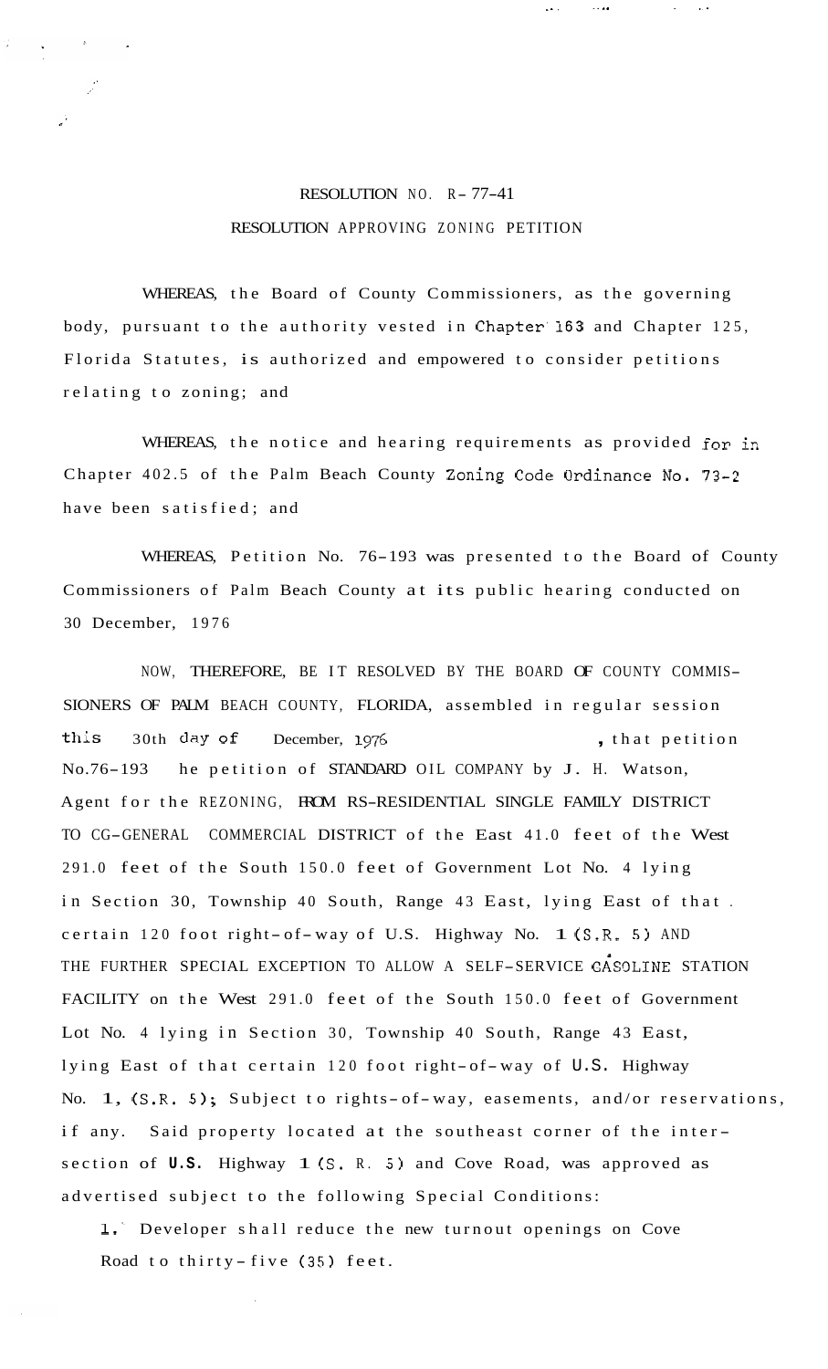# RESOLUTION NO. R-77-41

## RESOLUTION APPROVING ZONING PETITION

WHEREAS, the Board of County Commissioners, as the governing body, pursuant to the authority vested in Chapter 163 and Chapter 125, Florida Statutes, is authorized and empowered to consider petitions relating to zoning; and

WHEREAS, the notice and hearing requirements as provided for in Chapter 402.5 of the Palm Beach County Zoning Code Ordinance No. 73-2 have been satisfied; and

WHEREAS, Petition No. 76-193 was presented to the Board of County Commissioners of Palm Beach County at its public hearing conducted on 30 December, 1976

NOW, THEREFORE, BE IT RESOLVED BY THE BOARD OF COUNTY COMMISSIONERS OF PALM BEACH COUNTY, FLORIDA, assembled in regular session this 30th day of December, 1976, that petition No.76-193 he petition of STANDARD OIL COMPANY by J. H. Watson, Agent for the REZONING, FROM RS-RESIDENTIAL SINGLE FAMILY DISTRICT TO CG-GENERAL COMMERCIAL DISTRICT of the East 41.0 feet of the West 291.0 feet of the South 150.0 feet of Government Lot No. 4 lying in Section 30, Township 40 South, Range 43 East, lying East of that certain 120 foot right-of-way of U.S. Highway No. 1 (S.R. 5) AND THE FURTHER SPECIAL EXCEPTION TO ALLOW A SELF-SERVICE GASOLINE STATION FACILITY on the West 291.0 feet of the South 150.0 feet of Government Lot No. 4 lying in Section 30, Township 40 South, Range 43 East, lying East of that certain 120 foot right-of-way of U.S. Highway No. 1, (S.R. 5); Subject to rights-of-way, easements, and/or reservations, if any. Said property located at the southeast corner of the intersection of U.S. Highway 1 (S. R. 5) and Cove Road, was approved as advertised subject to the following Special Conditions:

1. Developer shall reduce the new turnout openings on Cove Road to thirty-five (35) feet.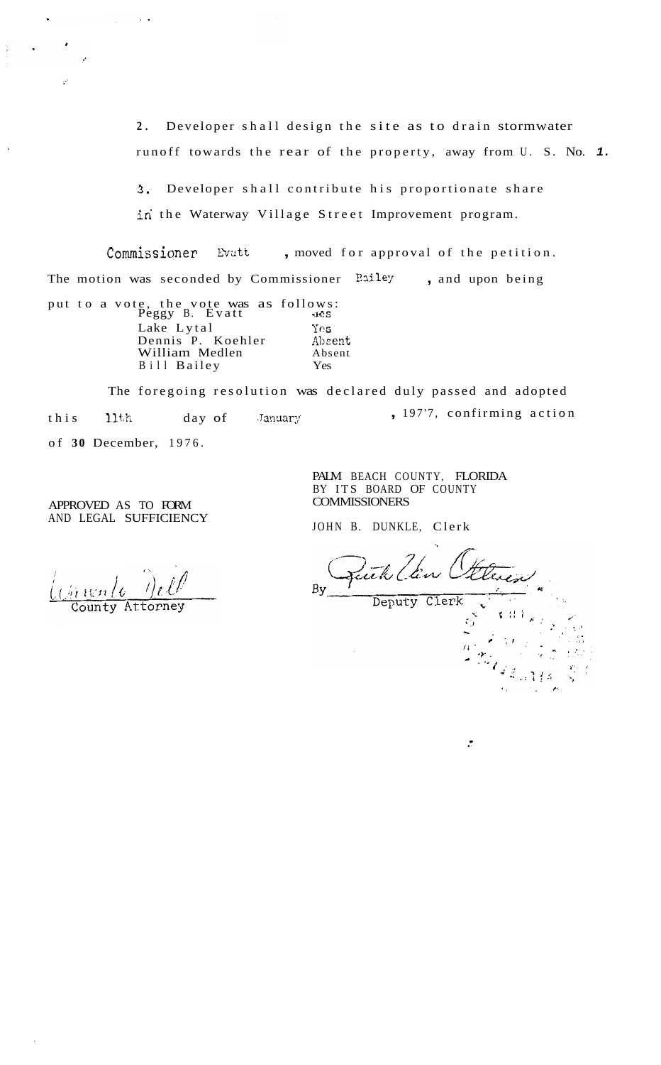2. Developer shall design the site as to drain stormwater runoff towards the rear of the property, away from U. S. No. 1.

3. Developer shall contribute his proportionate share in the Waterway Village Street Improvement program.

Commissioner Evatt, moved for approval of the petition. The motion was seconded by Commissioner Bailey, and upon being put to a vote, the vote was as follows:

| | |
|---|---|
| Peggy B. Evatt | Yes |
| Lake Lytal | Yes |
| Dennis P. Koehler | Absent |
| William Medlen | Absent |
| Bill Bailey | Yes |

The foregoing resolution was declared duly passed and adopted this 11th day of January, 197'7, confirming action of 30 December, 1976.

APPROVED AS TO FORM AND LEGAL SUFFICIENCY

County Attorney

PALM BEACH COUNTY, FLORIDA BY ITS BOARD OF COUNTY COMMISSIONERS

JOHN B. DUNKLE, Clerk

By ______________________
Deputy Clerk